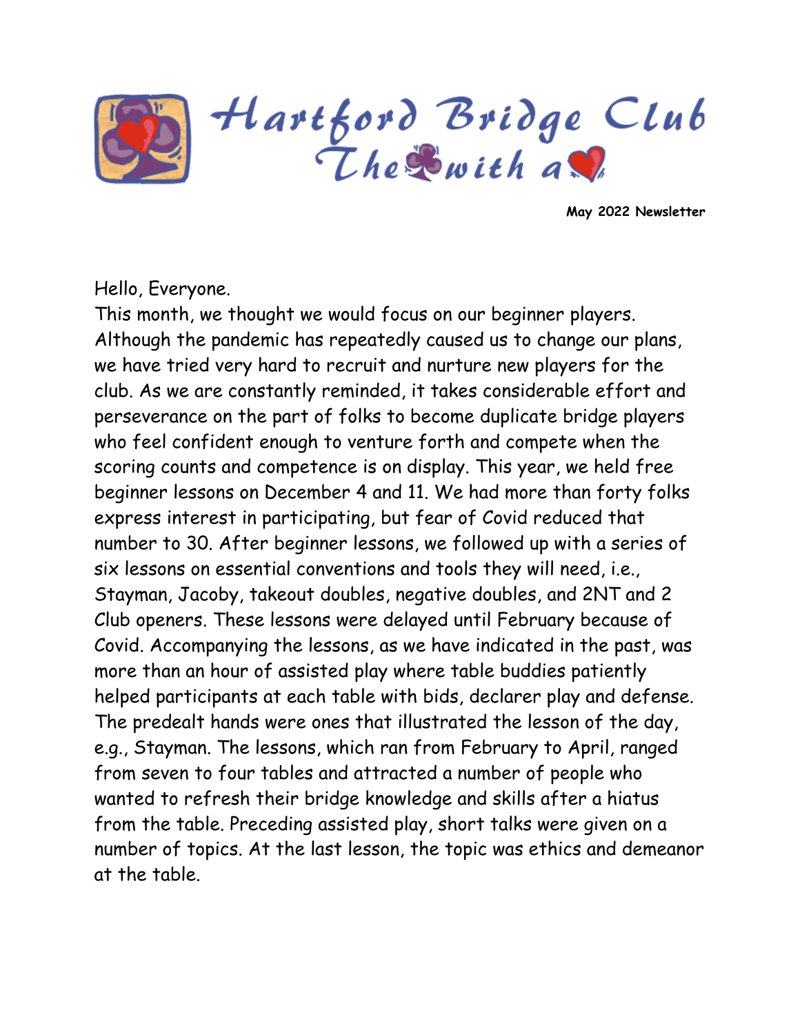# Hartford Bridge Club
## The ♣ with a ♥

**May 2022 Newsletter**

Hello, Everyone.

This month, we thought we would focus on our beginner players. Although the pandemic has repeatedly caused us to change our plans, we have tried very hard to recruit and nurture new players for the club. As we are constantly reminded, it takes considerable effort and perseverance on the part of folks to become duplicate bridge players who feel confident enough to venture forth and compete when the scoring counts and competence is on display. This year, we held free beginner lessons on December 4 and 11. We had more than forty folks express interest in participating, but fear of Covid reduced that number to 30. After beginner lessons, we followed up with a series of six lessons on essential conventions and tools they will need, i.e., Stayman, Jacoby, takeout doubles, negative doubles, and 2NT and 2 Club openers. These lessons were delayed until February because of Covid. Accompanying the lessons, as we have indicated in the past, was more than an hour of assisted play where table buddies patiently helped participants at each table with bids, declarer play and defense. The predealt hands were ones that illustrated the lesson of the day, e.g., Stayman. The lessons, which ran from February to April, ranged from seven to four tables and attracted a number of people who wanted to refresh their bridge knowledge and skills after a hiatus from the table. Preceding assisted play, short talks were given on a number of topics. At the last lesson, the topic was ethics and demeanor at the table.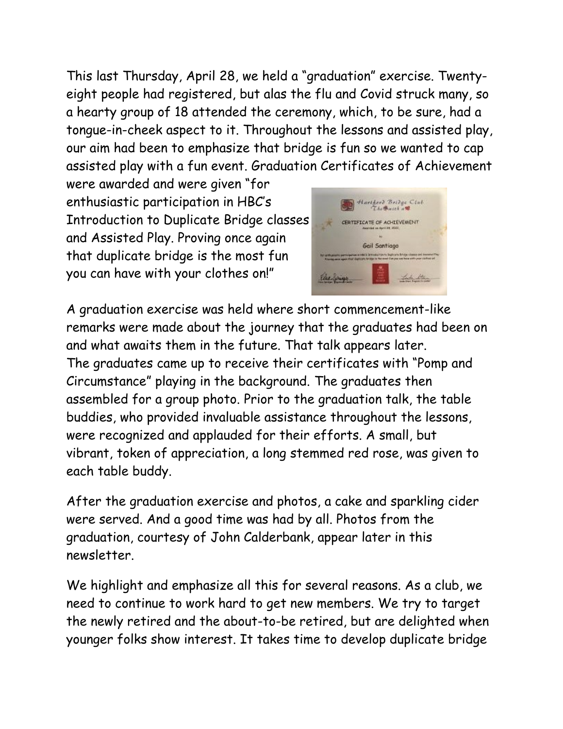This last Thursday, April 28, we held a "graduation" exercise. Twenty-eight people had registered, but alas the flu and Covid struck many, so a hearty group of 18 attended the ceremony, which, to be sure, had a tongue-in-cheek aspect to it. Throughout the lessons and assisted play, our aim had been to emphasize that bridge is fun so we wanted to cap assisted play with a fun event. Graduation Certificates of Achievement were awarded and were given "for enthusiastic participation in HBC's Introduction to Duplicate Bridge classes and Assisted Play. Proving once again that duplicate bridge is the most fun you can have with your clothes on!"

A graduation exercise was held where short commencement-like remarks were made about the journey that the graduates had been on and what awaits them in the future. That talk appears later. The graduates came up to receive their certificates with "Pomp and Circumstance" playing in the background. The graduates then assembled for a group photo. Prior to the graduation talk, the table buddies, who provided invaluable assistance throughout the lessons, were recognized and applauded for their efforts. A small, but vibrant, token of appreciation, a long stemmed red rose, was given to each table buddy.

After the graduation exercise and photos, a cake and sparkling cider were served. And a good time was had by all. Photos from the graduation, courtesy of John Calderbank, appear later in this newsletter.

We highlight and emphasize all this for several reasons. As a club, we need to continue to work hard to get new members. We try to target the newly retired and the about-to-be retired, but are delighted when younger folks show interest. It takes time to develop duplicate bridge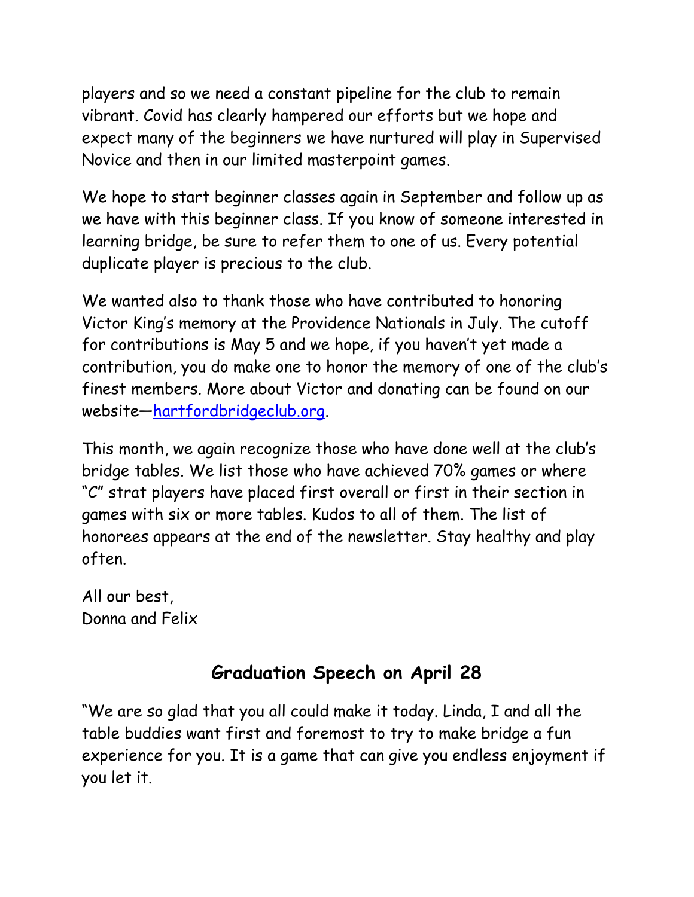players and so we need a constant pipeline for the club to remain vibrant. Covid has clearly hampered our efforts but we hope and expect many of the beginners we have nurtured will play in Supervised Novice and then in our limited masterpoint games.

We hope to start beginner classes again in September and follow up as we have with this beginner class. If you know of someone interested in learning bridge, be sure to refer them to one of us. Every potential duplicate player is precious to the club.

We wanted also to thank those who have contributed to honoring Victor King's memory at the Providence Nationals in July. The cutoff for contributions is May 5 and we hope, if you haven't yet made a contribution, you do make one to honor the memory of one of the club's finest members. More about Victor and donating can be found on our website—[hartfordbridgeclub.org](hartfordbridgeclub.org).

This month, we again recognize those who have done well at the club's bridge tables. We list those who have achieved 70% games or where "C" strat players have placed first overall or first in their section in games with six or more tables. Kudos to all of them. The list of honorees appears at the end of the newsletter. Stay healthy and play often.

All our best,
Donna and Felix

## Graduation Speech on April 28

"We are so glad that you all could make it today. Linda, I and all the table buddies want first and foremost to try to make bridge a fun experience for you. It is a game that can give you endless enjoyment if you let it.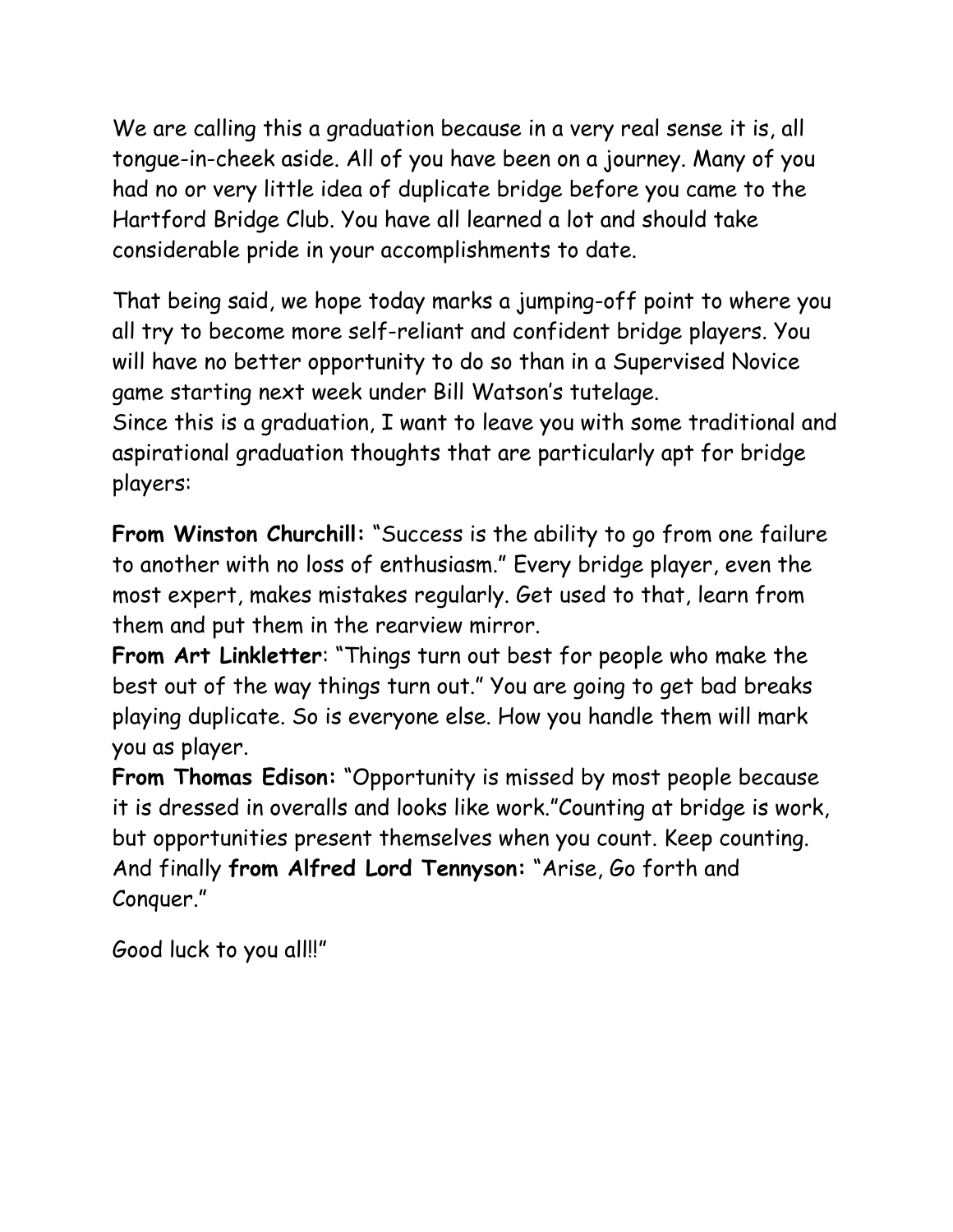We are calling this a graduation because in a very real sense it is, all tongue-in-cheek aside. All of you have been on a journey. Many of you had no or very little idea of duplicate bridge before you came to the Hartford Bridge Club. You have all learned a lot and should take considerable pride in your accomplishments to date.

That being said, we hope today marks a jumping-off point to where you all try to become more self-reliant and confident bridge players. You will have no better opportunity to do so than in a Supervised Novice game starting next week under Bill Watson's tutelage.
Since this is a graduation, I want to leave you with some traditional and aspirational graduation thoughts that are particularly apt for bridge players:

**From Winston Churchill:** "Success is the ability to go from one failure to another with no loss of enthusiasm." Every bridge player, even the most expert, makes mistakes regularly. Get used to that, learn from them and put them in the rearview mirror.
**From Art Linkletter**: "Things turn out best for people who make the best out of the way things turn out." You are going to get bad breaks playing duplicate. So is everyone else. How you handle them will mark you as player.
**From Thomas Edison:** "Opportunity is missed by most people because it is dressed in overalls and looks like work."Counting at bridge is work, but opportunities present themselves when you count. Keep counting.
And finally **from Alfred Lord Tennyson:** "Arise, Go forth and Conquer."

Good luck to you all!!"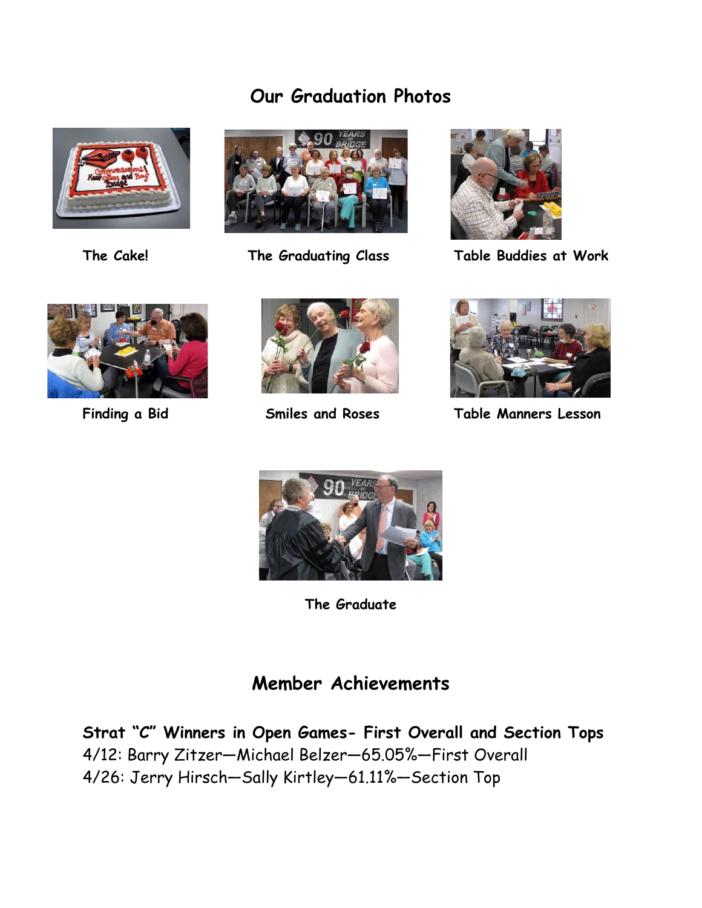## Our Graduation Photos

The Cake!

The Graduating Class

Table Buddies at Work

Finding a Bid

Smiles and Roses

Table Manners Lesson

The Graduate

## Member Achievements

**Strat "C" Winners in Open Games- First Overall and Section Tops**

4/12: Barry Zitzer—Michael Belzer—65.05%—First Overall

4/26: Jerry Hirsch—Sally Kirtley—61.11%—Section Top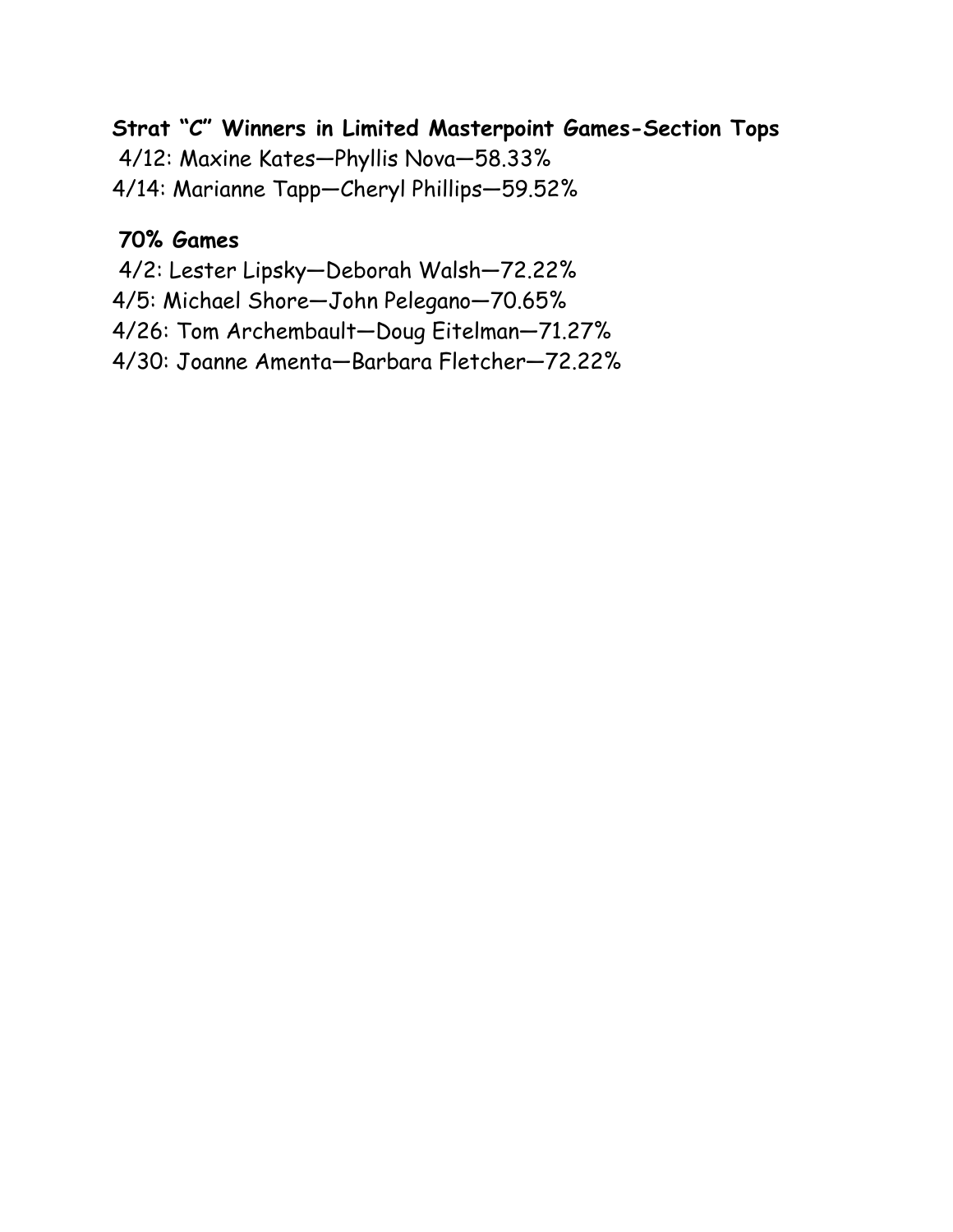**Strat "C" Winners in Limited Masterpoint Games-Section Tops**

4/12: Maxine Kates—Phyllis Nova—58.33%
4/14: Marianne Tapp—Cheryl Phillips—59.52%

**70% Games**

4/2: Lester Lipsky—Deborah Walsh—72.22%
4/5: Michael Shore—John Pelegano—70.65%
4/26: Tom Archembault—Doug Eitelman—71.27%
4/30: Joanne Amenta—Barbara Fletcher—72.22%